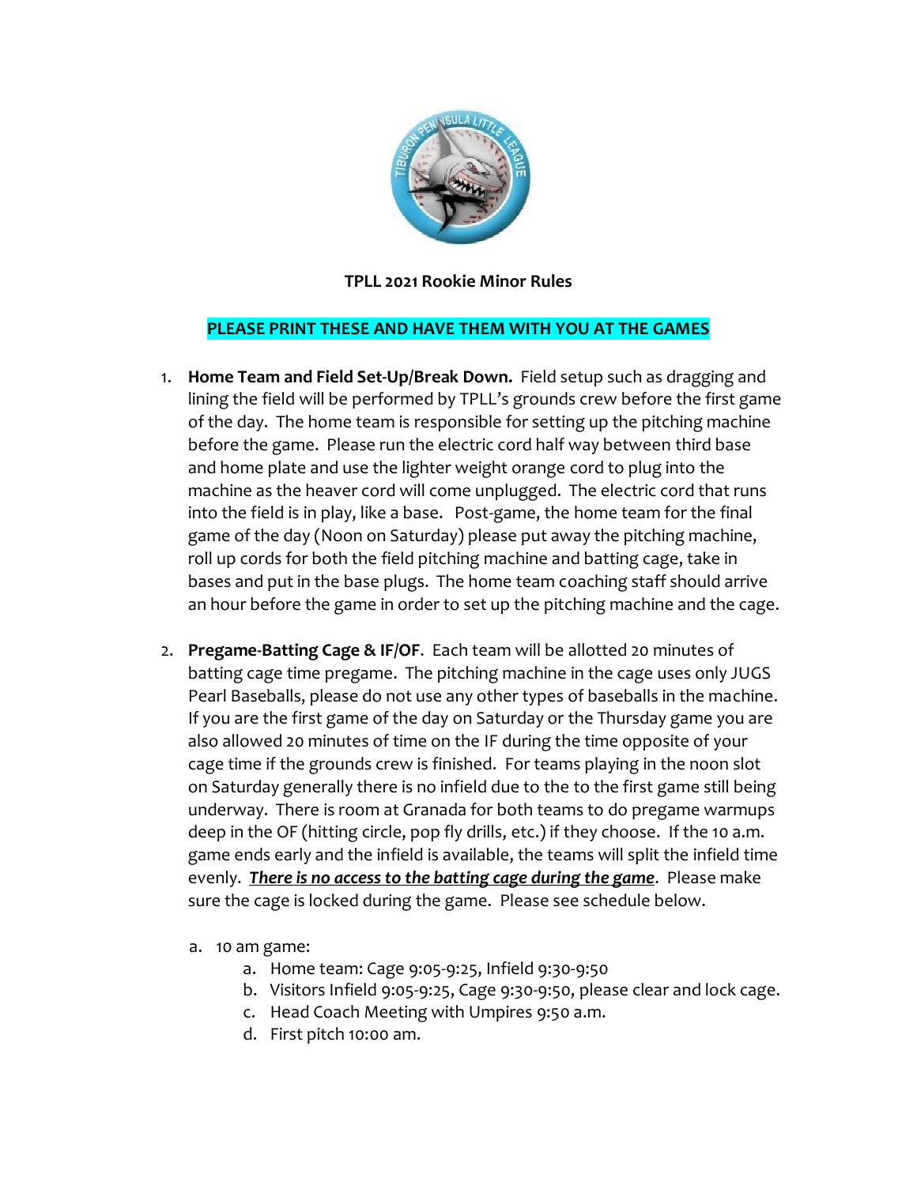**TPLL 2021 Rookie Minor Rules**

**PLEASE PRINT THESE AND HAVE THEM WITH YOU AT THE GAMES**

1. **Home Team and Field Set-Up/Break Down.** Field setup such as dragging and lining the field will be performed by TPLL's grounds crew before the first game of the day. The home team is responsible for setting up the pitching machine before the game. Please run the electric cord half way between third base and home plate and use the lighter weight orange cord to plug into the machine as the heaver cord will come unplugged. The electric cord that runs into the field is in play, like a base. Post-game, the home team for the final game of the day (Noon on Saturday) please put away the pitching machine, roll up cords for both the field pitching machine and batting cage, take in bases and put in the base plugs. The home team coaching staff should arrive an hour before the game in order to set up the pitching machine and the cage.

2. **Pregame-Batting Cage & IF/OF**. Each team will be allotted 20 minutes of batting cage time pregame. The pitching machine in the cage uses only JUGS Pearl Baseballs, please do not use any other types of baseballs in the machine. If you are the first game of the day on Saturday or the Thursday game you are also allowed 20 minutes of time on the IF during the time opposite of your cage time if the grounds crew is finished. For teams playing in the noon slot on Saturday generally there is no infield due to the to the first game still being underway. There is room at Granada for both teams to do pregame warmups deep in the OF (hitting circle, pop fly drills, etc.) if they choose. If the 10 a.m. game ends early and the infield is available, the teams will split the infield time evenly. ***<u>There is no access to the batting cage during the game</u>***. Please make sure the cage is locked during the game. Please see schedule below.

   a. 10 am game:
      a. Home team: Cage 9:05-9:25, Infield 9:30-9:50
      b. Visitors Infield 9:05-9:25, Cage 9:30-9:50, please clear and lock cage.
      c. Head Coach Meeting with Umpires 9:50 a.m.
      d. First pitch 10:00 am.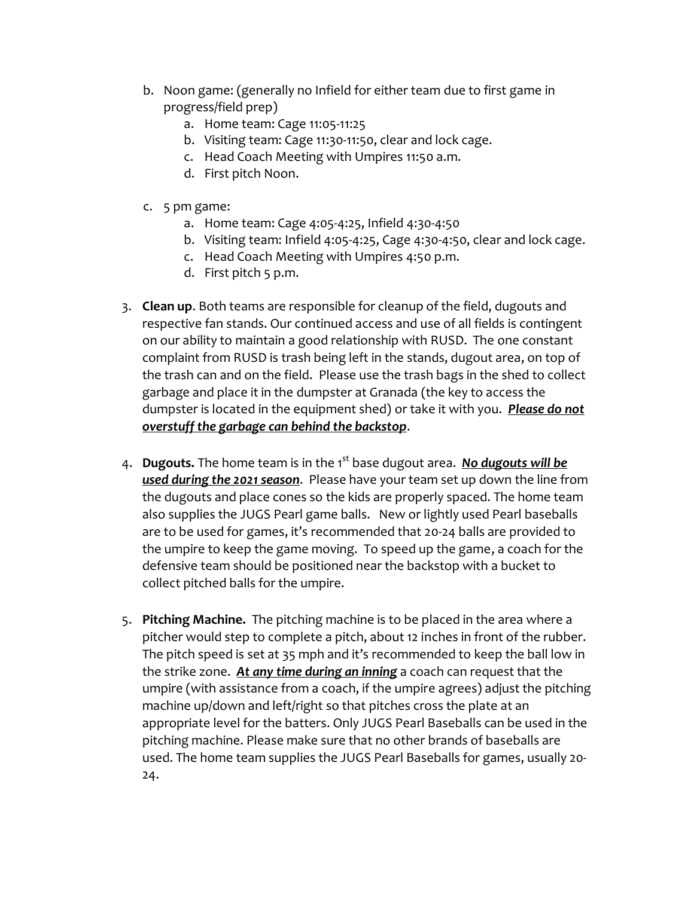b. Noon game: (generally no Infield for either team due to first game in progress/field prep)
    a. Home team: Cage 11:05-11:25
    b. Visiting team: Cage 11:30-11:50, clear and lock cage.
    c. Head Coach Meeting with Umpires 11:50 a.m.
    d. First pitch Noon.

c. 5 pm game:
    a. Home team: Cage 4:05-4:25, Infield 4:30-4:50
    b. Visiting team: Infield 4:05-4:25, Cage 4:30-4:50, clear and lock cage.
    c. Head Coach Meeting with Umpires 4:50 p.m.
    d. First pitch 5 p.m.

3. **Clean up**. Both teams are responsible for cleanup of the field, dugouts and respective fan stands. Our continued access and use of all fields is contingent on our ability to maintain a good relationship with RUSD. The one constant complaint from RUSD is trash being left in the stands, dugout area, on top of the trash can and on the field. Please use the trash bags in the shed to collect garbage and place it in the dumpster at Granada (the key to access the dumpster is located in the equipment shed) or take it with you. ***Please do not overstuff the garbage can behind the backstop***.

4. **Dugouts.** The home team is in the 1st base dugout area. ***No dugouts will be used during the 2021 season***. Please have your team set up down the line from the dugouts and place cones so the kids are properly spaced. The home team also supplies the JUGS Pearl game balls. New or lightly used Pearl baseballs are to be used for games, it's recommended that 20-24 balls are provided to the umpire to keep the game moving. To speed up the game, a coach for the defensive team should be positioned near the backstop with a bucket to collect pitched balls for the umpire.

5. **Pitching Machine.** The pitching machine is to be placed in the area where a pitcher would step to complete a pitch, about 12 inches in front of the rubber. The pitch speed is set at 35 mph and it's recommended to keep the ball low in the strike zone. ***At any time during an inning*** a coach can request that the umpire (with assistance from a coach, if the umpire agrees) adjust the pitching machine up/down and left/right so that pitches cross the plate at an appropriate level for the batters. Only JUGS Pearl Baseballs can be used in the pitching machine. Please make sure that no other brands of baseballs are used. The home team supplies the JUGS Pearl Baseballs for games, usually 20-24.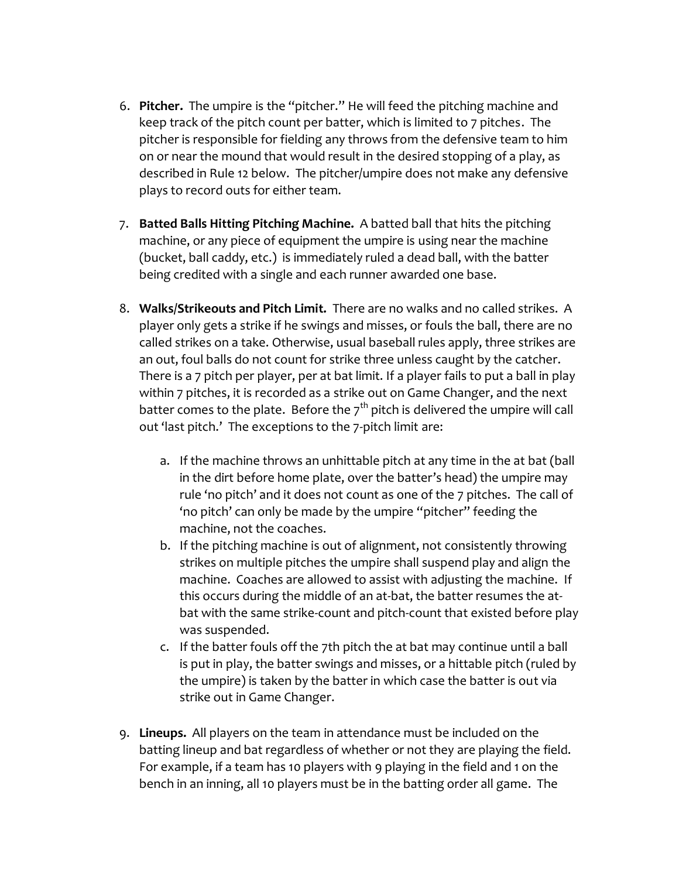6. **Pitcher.** The umpire is the "pitcher." He will feed the pitching machine and keep track of the pitch count per batter, which is limited to 7 pitches. The pitcher is responsible for fielding any throws from the defensive team to him on or near the mound that would result in the desired stopping of a play, as described in Rule 12 below. The pitcher/umpire does not make any defensive plays to record outs for either team.

7. **Batted Balls Hitting Pitching Machine.** A batted ball that hits the pitching machine, or any piece of equipment the umpire is using near the machine (bucket, ball caddy, etc.) is immediately ruled a dead ball, with the batter being credited with a single and each runner awarded one base.

8. **Walks/Strikeouts and Pitch Limit.** There are no walks and no called strikes. A player only gets a strike if he swings and misses, or fouls the ball, there are no called strikes on a take. Otherwise, usual baseball rules apply, three strikes are an out, foul balls do not count for strike three unless caught by the catcher. There is a 7 pitch per player, per at bat limit. If a player fails to put a ball in play within 7 pitches, it is recorded as a strike out on Game Changer, and the next batter comes to the plate. Before the 7th pitch is delivered the umpire will call out 'last pitch.' The exceptions to the 7-pitch limit are:

    a. If the machine throws an unhittable pitch at any time in the at bat (ball in the dirt before home plate, over the batter's head) the umpire may rule 'no pitch' and it does not count as one of the 7 pitches. The call of 'no pitch' can only be made by the umpire "pitcher" feeding the machine, not the coaches.
    b. If the pitching machine is out of alignment, not consistently throwing strikes on multiple pitches the umpire shall suspend play and align the machine. Coaches are allowed to assist with adjusting the machine. If this occurs during the middle of an at-bat, the batter resumes the at-bat with the same strike-count and pitch-count that existed before play was suspended.
    c. If the batter fouls off the 7th pitch the at bat may continue until a ball is put in play, the batter swings and misses, or a hittable pitch (ruled by the umpire) is taken by the batter in which case the batter is out via strike out in Game Changer.

9. **Lineups.** All players on the team in attendance must be included on the batting lineup and bat regardless of whether or not they are playing the field. For example, if a team has 10 players with 9 playing in the field and 1 on the bench in an inning, all 10 players must be in the batting order all game. The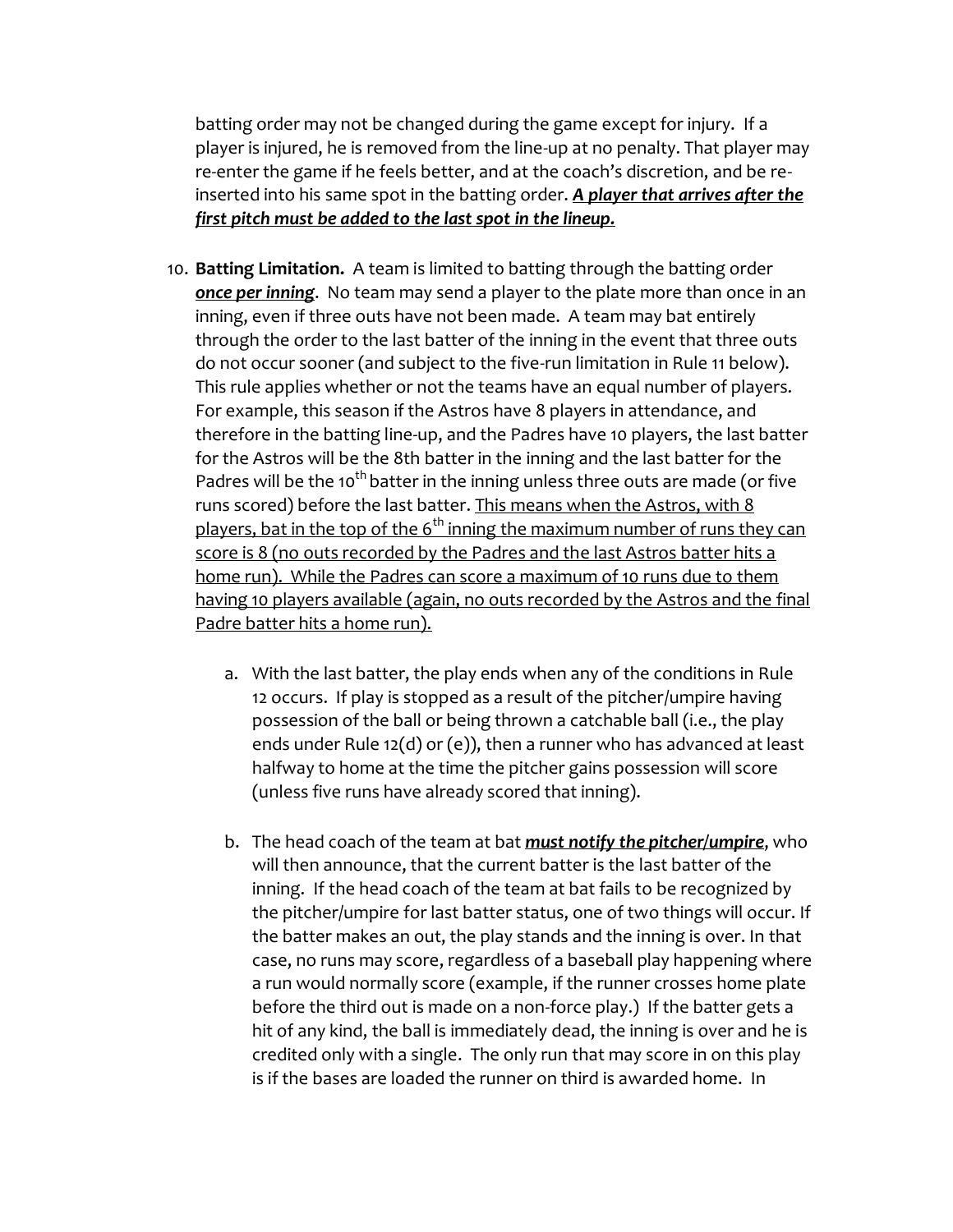batting order may not be changed during the game except for injury. If a player is injured, he is removed from the line-up at no penalty. That player may re-enter the game if he feels better, and at the coach's discretion, and be re-inserted into his same spot in the batting order. <u>***A player that arrives after the first pitch must be added to the last spot in the lineup.***</u>

10. **Batting Limitation.** A team is limited to batting through the batting order <u>***once per inning***</u>. No team may send a player to the plate more than once in an inning, even if three outs have not been made. A team may bat entirely through the order to the last batter of the inning in the event that three outs do not occur sooner (and subject to the five-run limitation in Rule 11 below). This rule applies whether or not the teams have an equal number of players. For example, this season if the Astros have 8 players in attendance, and therefore in the batting line-up, and the Padres have 10 players, the last batter for the Astros will be the 8th batter in the inning and the last batter for the Padres will be the 10th batter in the inning unless three outs are made (or five runs scored) before the last batter. <u>This means when the Astros, with 8 players, bat in the top of the 6th inning the maximum number of runs they can score is 8 (no outs recorded by the Padres and the last Astros batter hits a home run). While the Padres can score a maximum of 10 runs due to them having 10 players available (again, no outs recorded by the Astros and the final Padre batter hits a home run).</u>

    a. With the last batter, the play ends when any of the conditions in Rule 12 occurs. If play is stopped as a result of the pitcher/umpire having possession of the ball or being thrown a catchable ball (i.e., the play ends under Rule 12(d) or (e)), then a runner who has advanced at least halfway to home at the time the pitcher gains possession will score (unless five runs have already scored that inning).

    b. The head coach of the team at bat <u>***must notify the pitcher/umpire***</u>, who will then announce, that the current batter is the last batter of the inning. If the head coach of the team at bat fails to be recognized by the pitcher/umpire for last batter status, one of two things will occur. If the batter makes an out, the play stands and the inning is over. In that case, no runs may score, regardless of a baseball play happening where a run would normally score (example, if the runner crosses home plate before the third out is made on a non-force play.) If the batter gets a hit of any kind, the ball is immediately dead, the inning is over and he is credited only with a single. The only run that may score in on this play is if the bases are loaded the runner on third is awarded home. In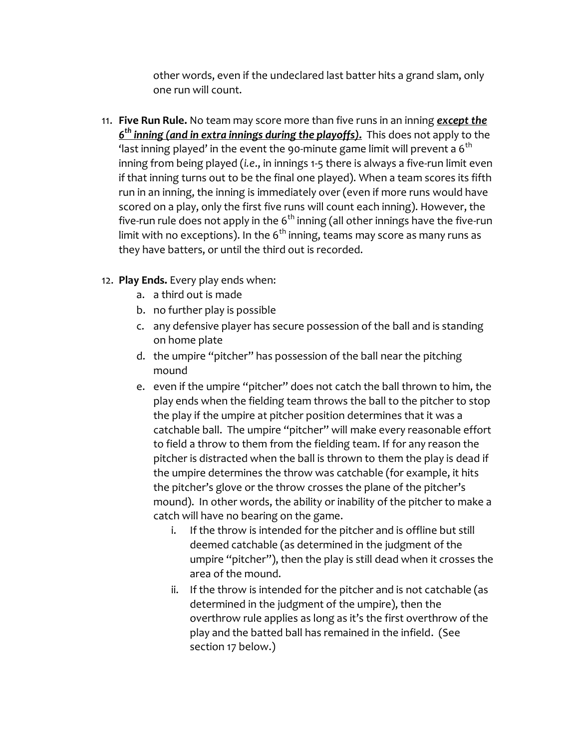other words, even if the undeclared last batter hits a grand slam, only one run will count.

11. **Five Run Rule.** No team may score more than five runs in an inning ***<u>except the 6th inning (and in extra innings during the playoffs).</u>*** This does not apply to the 'last inning played' in the event the 90-minute game limit will prevent a 6th inning from being played (*i.e*., in innings 1-5 there is always a five-run limit even if that inning turns out to be the final one played). When a team scores its fifth run in an inning, the inning is immediately over (even if more runs would have scored on a play, only the first five runs will count each inning). However, the five-run rule does not apply in the 6th inning (all other innings have the five-run limit with no exceptions). In the 6th inning, teams may score as many runs as they have batters, or until the third out is recorded.

12. **Play Ends.** Every play ends when:
    a. a third out is made
    b. no further play is possible
    c. any defensive player has secure possession of the ball and is standing on home plate
    d. the umpire "pitcher" has possession of the ball near the pitching mound
    e. even if the umpire "pitcher" does not catch the ball thrown to him, the play ends when the fielding team throws the ball to the pitcher to stop the play if the umpire at pitcher position determines that it was a catchable ball. The umpire "pitcher" will make every reasonable effort to field a throw to them from the fielding team. If for any reason the pitcher is distracted when the ball is thrown to them the play is dead if the umpire determines the throw was catchable (for example, it hits the pitcher's glove or the throw crosses the plane of the pitcher's mound). In other words, the ability or inability of the pitcher to make a catch will have no bearing on the game.
        i. If the throw is intended for the pitcher and is offline but still deemed catchable (as determined in the judgment of the umpire "pitcher"), then the play is still dead when it crosses the area of the mound.
        ii. If the throw is intended for the pitcher and is not catchable (as determined in the judgment of the umpire), then the overthrow rule applies as long as it's the first overthrow of the play and the batted ball has remained in the infield. (See section 17 below.)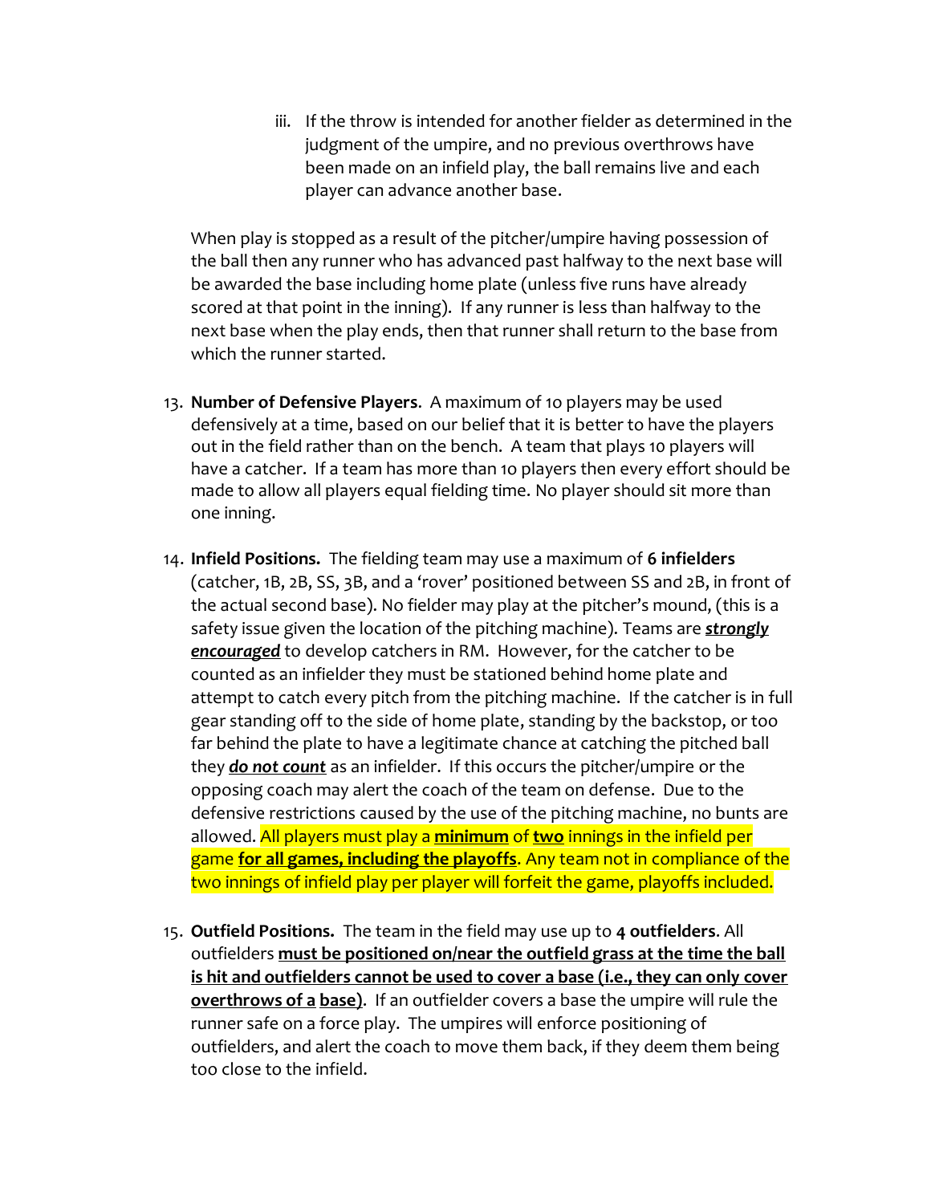iii. If the throw is intended for another fielder as determined in the judgment of the umpire, and no previous overthrows have been made on an infield play, the ball remains live and each player can advance another base.

When play is stopped as a result of the pitcher/umpire having possession of the ball then any runner who has advanced past halfway to the next base will be awarded the base including home plate (unless five runs have already scored at that point in the inning). If any runner is less than halfway to the next base when the play ends, then that runner shall return to the base from which the runner started.

13. **Number of Defensive Players**. A maximum of 10 players may be used defensively at a time, based on our belief that it is better to have the players out in the field rather than on the bench. A team that plays 10 players will have a catcher. If a team has more than 10 players then every effort should be made to allow all players equal fielding time. No player should sit more than one inning.

14. **Infield Positions.** The fielding team may use a maximum of **6 infielders** (catcher, 1B, 2B, SS, 3B, and a 'rover' positioned between SS and 2B, in front of the actual second base). No fielder may play at the pitcher's mound, (this is a safety issue given the location of the pitching machine). Teams are ***strongly encouraged*** to develop catchers in RM. However, for the catcher to be counted as an infielder they must be stationed behind home plate and attempt to catch every pitch from the pitching machine. If the catcher is in full gear standing off to the side of home plate, standing by the backstop, or too far behind the plate to have a legitimate chance at catching the pitched ball they ***do not count*** as an infielder. If this occurs the pitcher/umpire or the opposing coach may alert the coach of the team on defense. Due to the defensive restrictions caused by the use of the pitching machine, no bunts are allowed. All players must play a **minimum** of **two** innings in the infield per game **for all games, including the playoffs**. Any team not in compliance of the two innings of infield play per player will forfeit the game, playoffs included.

15. **Outfield Positions.** The team in the field may use up to **4 outfielders**. All outfielders **must be positioned on/near the outfield grass at the time the ball is hit and outfielders cannot be used to cover a base (i.e., they can only cover overthrows of a base)**. If an outfielder covers a base the umpire will rule the runner safe on a force play. The umpires will enforce positioning of outfielders, and alert the coach to move them back, if they deem them being too close to the infield.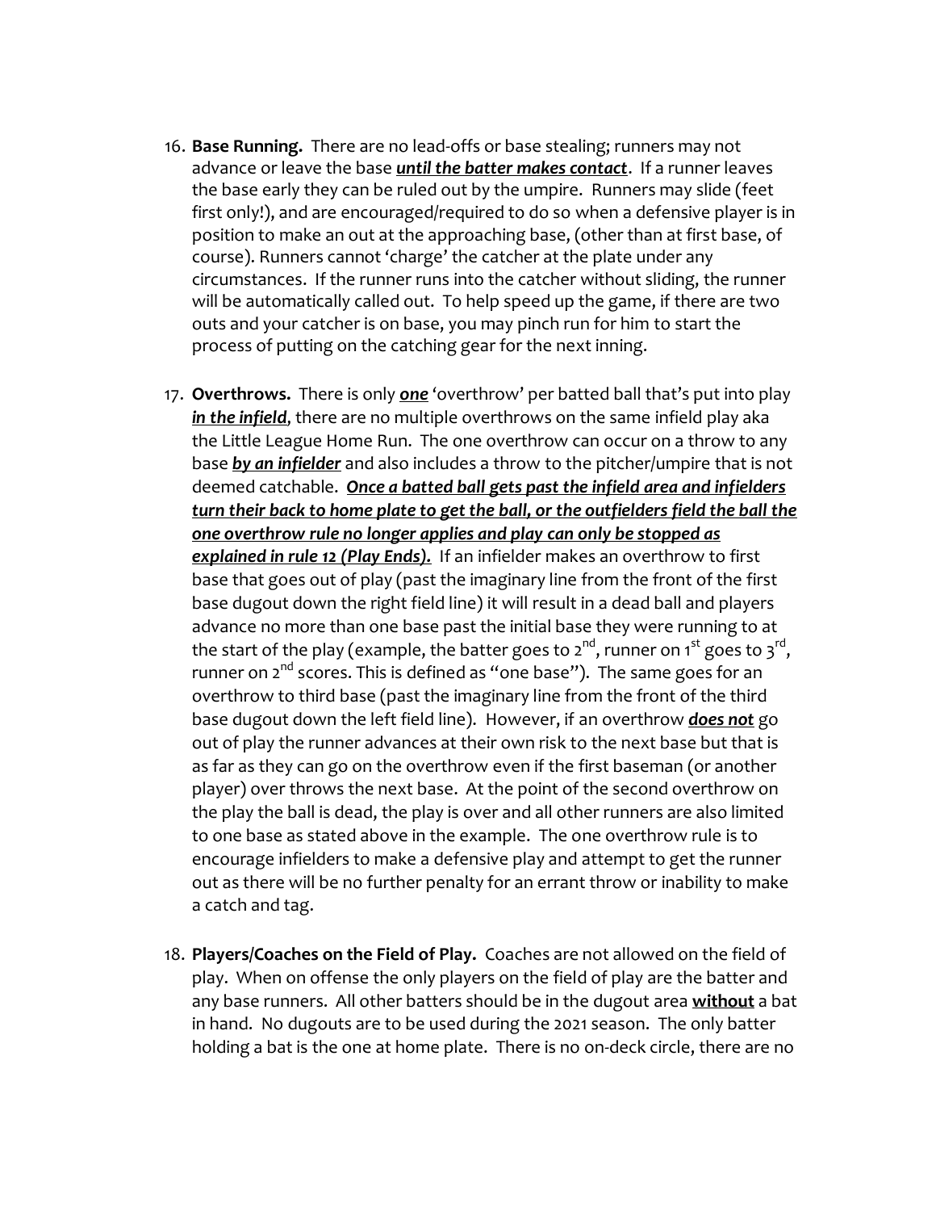16. **Base Running.** There are no lead-offs or base stealing; runners may not advance or leave the base ***until the batter makes contact***. If a runner leaves the base early they can be ruled out by the umpire. Runners may slide (feet first only!), and are encouraged/required to do so when a defensive player is in position to make an out at the approaching base, (other than at first base, of course). Runners cannot 'charge' the catcher at the plate under any circumstances. If the runner runs into the catcher without sliding, the runner will be automatically called out. To help speed up the game, if there are two outs and your catcher is on base, you may pinch run for him to start the process of putting on the catching gear for the next inning.

17. **Overthrows.** There is only ***one*** 'overthrow' per batted ball that's put into play ***in the infield***, there are no multiple overthrows on the same infield play aka the Little League Home Run. The one overthrow can occur on a throw to any base ***by an infielder*** and also includes a throw to the pitcher/umpire that is not deemed catchable. ***Once a batted ball gets past the infield area and infielders turn their back to home plate to get the ball, or the outfielders field the ball the one overthrow rule no longer applies and play can only be stopped as explained in rule 12 (Play Ends).*** If an infielder makes an overthrow to first base that goes out of play (past the imaginary line from the front of the first base dugout down the right field line) it will result in a dead ball and players advance no more than one base past the initial base they were running to at the start of the play (example, the batter goes to 2nd, runner on 1st goes to 3rd, runner on 2nd scores. This is defined as "one base"). The same goes for an overthrow to third base (past the imaginary line from the front of the third base dugout down the left field line). However, if an overthrow ***does not*** go out of play the runner advances at their own risk to the next base but that is as far as they can go on the overthrow even if the first baseman (or another player) over throws the next base. At the point of the second overthrow on the play the ball is dead, the play is over and all other runners are also limited to one base as stated above in the example. The one overthrow rule is to encourage infielders to make a defensive play and attempt to get the runner out as there will be no further penalty for an errant throw or inability to make a catch and tag.

18. **Players/Coaches on the Field of Play.** Coaches are not allowed on the field of play. When on offense the only players on the field of play are the batter and any base runners. All other batters should be in the dugout area **without** a bat in hand. No dugouts are to be used during the 2021 season. The only batter holding a bat is the one at home plate. There is no on-deck circle, there are no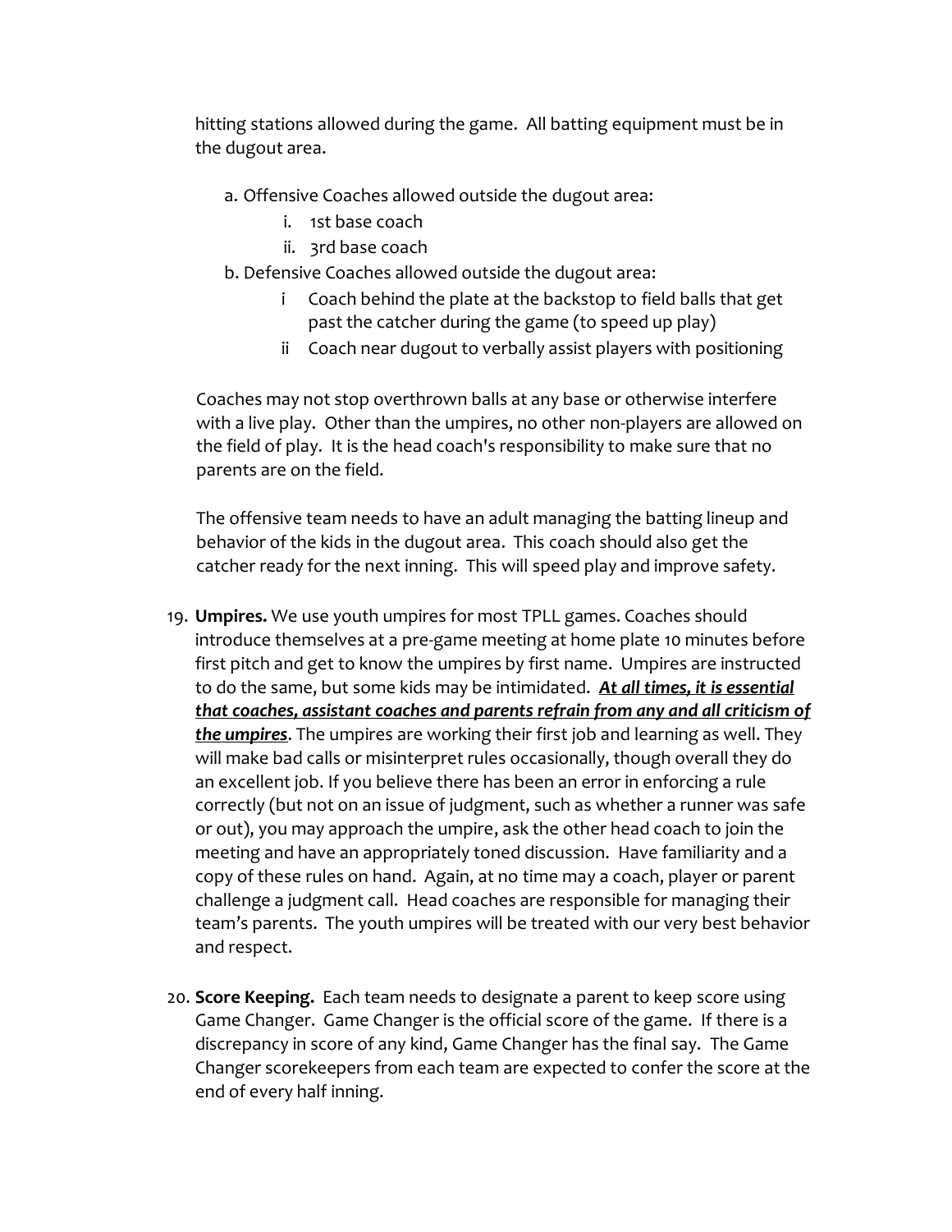hitting stations allowed during the game. All batting equipment must be in the dugout area.

a. Offensive Coaches allowed outside the dugout area:
    i. 1st base coach
    ii. 3rd base coach
b. Defensive Coaches allowed outside the dugout area:
    i Coach behind the plate at the backstop to field balls that get past the catcher during the game (to speed up play)
    ii Coach near dugout to verbally assist players with positioning

Coaches may not stop overthrown balls at any base or otherwise interfere with a live play. Other than the umpires, no other non-players are allowed on the field of play. It is the head coach's responsibility to make sure that no parents are on the field.

The offensive team needs to have an adult managing the batting lineup and behavior of the kids in the dugout area. This coach should also get the catcher ready for the next inning. This will speed play and improve safety.

19. **Umpires.** We use youth umpires for most TPLL games. Coaches should introduce themselves at a pre-game meeting at home plate 10 minutes before first pitch and get to know the umpires by first name. Umpires are instructed to do the same, but some kids may be intimidated. <u>***At all times, it is essential that coaches, assistant coaches and parents refrain from any and all criticism of the umpires***</u>. The umpires are working their first job and learning as well. They will make bad calls or misinterpret rules occasionally, though overall they do an excellent job. If you believe there has been an error in enforcing a rule correctly (but not on an issue of judgment, such as whether a runner was safe or out), you may approach the umpire, ask the other head coach to join the meeting and have an appropriately toned discussion. Have familiarity and a copy of these rules on hand. Again, at no time may a coach, player or parent challenge a judgment call. Head coaches are responsible for managing their team's parents. The youth umpires will be treated with our very best behavior and respect.

20. **Score Keeping.** Each team needs to designate a parent to keep score using Game Changer. Game Changer is the official score of the game. If there is a discrepancy in score of any kind, Game Changer has the final say. The Game Changer scorekeepers from each team are expected to confer the score at the end of every half inning.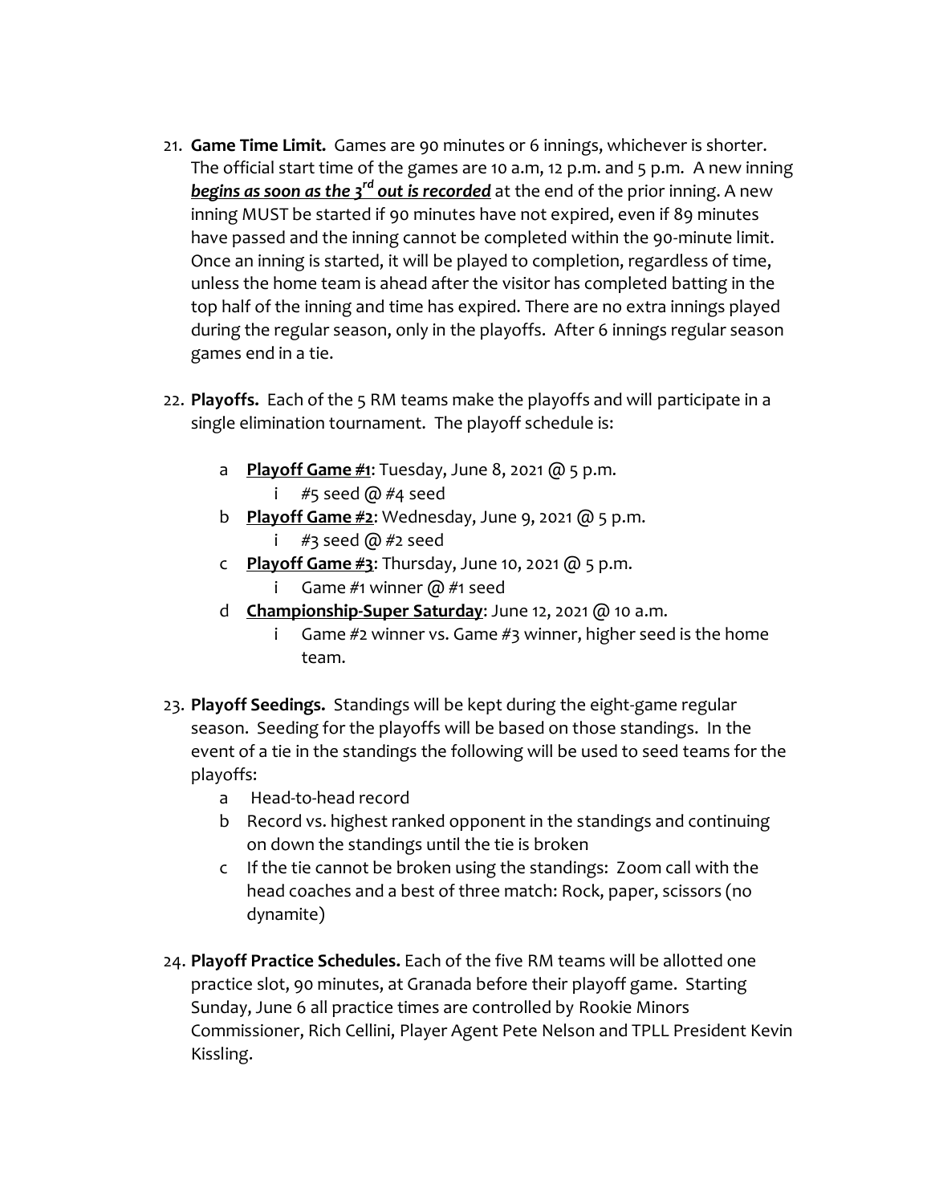21. **Game Time Limit.** Games are 90 minutes or 6 innings, whichever is shorter. The official start time of the games are 10 a.m, 12 p.m. and 5 p.m. A new inning ***<u>begins as soon as the 3rd out is recorded</u>*** at the end of the prior inning. A new inning MUST be started if 90 minutes have not expired, even if 89 minutes have passed and the inning cannot be completed within the 90-minute limit. Once an inning is started, it will be played to completion, regardless of time, unless the home team is ahead after the visitor has completed batting in the top half of the inning and time has expired. There are no extra innings played during the regular season, only in the playoffs. After 6 innings regular season games end in a tie.

22. **Playoffs.** Each of the 5 RM teams make the playoffs and will participate in a single elimination tournament. The playoff schedule is:

    a **<u>Playoff Game #1</u>**: Tuesday, June 8, 2021 @ 5 p.m.
        i #5 seed @ #4 seed
    b **<u>Playoff Game #2</u>**: Wednesday, June 9, 2021 @ 5 p.m.
        i #3 seed @ #2 seed
    c **<u>Playoff Game #3</u>**: Thursday, June 10, 2021 @ 5 p.m.
        i Game #1 winner @ #1 seed
    d **<u>Championship-Super Saturday</u>**: June 12, 2021 @ 10 a.m.
        i Game #2 winner vs. Game #3 winner, higher seed is the home team.

23. **Playoff Seedings.** Standings will be kept during the eight-game regular season. Seeding for the playoffs will be based on those standings. In the event of a tie in the standings the following will be used to seed teams for the playoffs:
    a Head-to-head record
    b Record vs. highest ranked opponent in the standings and continuing on down the standings until the tie is broken
    c If the tie cannot be broken using the standings: Zoom call with the head coaches and a best of three match: Rock, paper, scissors (no dynamite)

24. **Playoff Practice Schedules.** Each of the five RM teams will be allotted one practice slot, 90 minutes, at Granada before their playoff game. Starting Sunday, June 6 all practice times are controlled by Rookie Minors Commissioner, Rich Cellini, Player Agent Pete Nelson and TPLL President Kevin Kissling.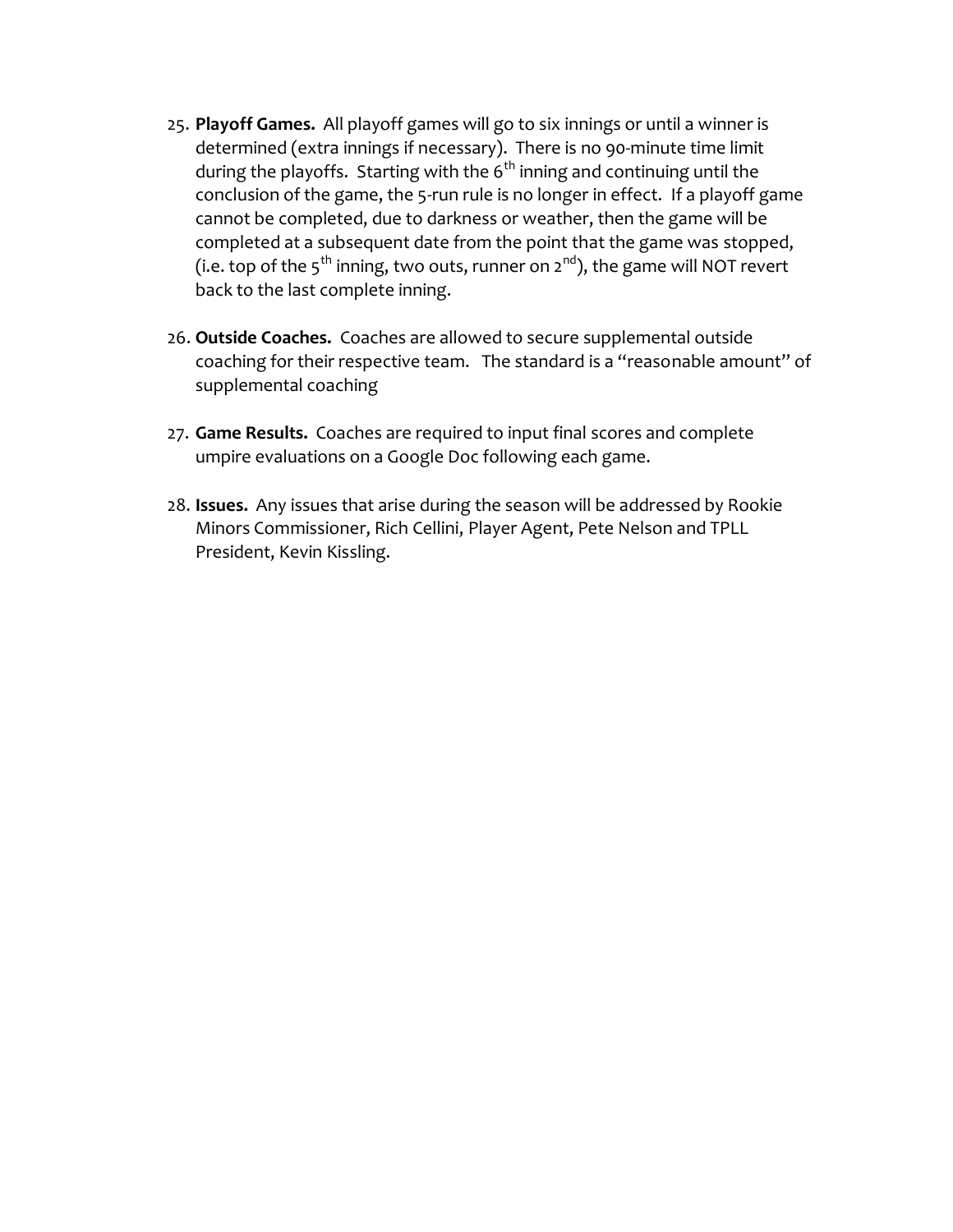25. **Playoff Games.** All playoff games will go to six innings or until a winner is determined (extra innings if necessary). There is no 90-minute time limit during the playoffs. Starting with the $6^{th}$ inning and continuing until the conclusion of the game, the 5-run rule is no longer in effect. If a playoff game cannot be completed, due to darkness or weather, then the game will be completed at a subsequent date from the point that the game was stopped, (i.e. top of the $5^{th}$ inning, two outs, runner on $2^{nd}$), the game will NOT revert back to the last complete inning.

26. **Outside Coaches.** Coaches are allowed to secure supplemental outside coaching for their respective team. The standard is a "reasonable amount" of supplemental coaching

27. **Game Results.** Coaches are required to input final scores and complete umpire evaluations on a Google Doc following each game.

28. **Issues.** Any issues that arise during the season will be addressed by Rookie Minors Commissioner, Rich Cellini, Player Agent, Pete Nelson and TPLL President, Kevin Kissling.